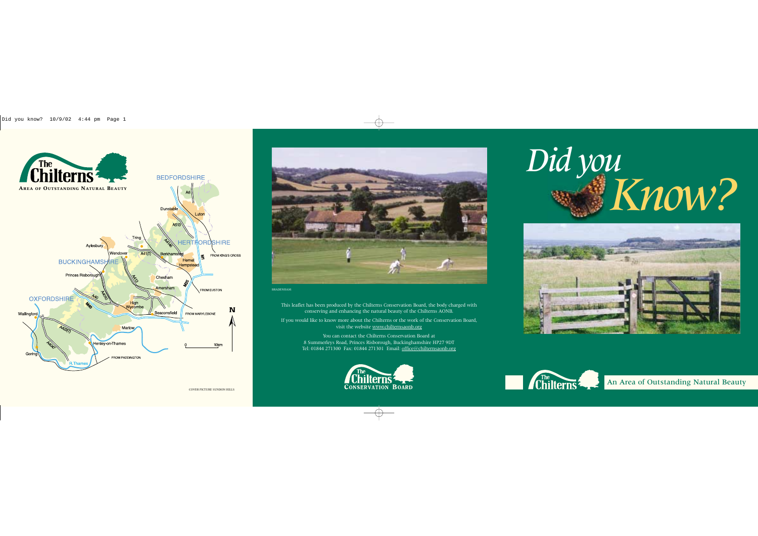# Did you Know?

An Area of Outstanding Natural Beauty

BRADENHAM

This leaflet has been produced by the Chilterns Conservation Board, the body charged with conserving and enhancing the natural beauty of the Chilterns AONB.

If you would like to know more about the Chilterns or the work of the Conservation Board, visit the website www.chilternsaonb.org

You can contact the Chilterns Conservation Board at
8 Summerleys Road, Princes Risborough, Buckinghamshire HP27 9DT
Tel: 01844 271300 Fax: 01844 271301 Email: office@chilternsaonb.org

The Chilterns Conservation Board

The Chilterns
Area of Outstanding Natural Beauty

BEDFORDSHIRE
A6
Dunstable
Luton
A5183
Tring
A4146
HERTFORDSHIRE
Aylesbury
Wendover
A41(T)
Berkhamsted
M1
FROM KING'S CROSS
BUCKINGHAMSHIRE
Hemel Hempstead
Princes Risborough
A413
Chesham
M25
Amersham
FROM EUSTON
OXFORDSHIRE
A40
A4010
M40
High Wycombe
Beaconsfield
FROM MARYLEBONE
N
Wallingford
A4074
Marlow
A423(T)
Henley-on-Thames
0
10km
Goring
A4074
R.Thames
FROM PADDINGTON

COVER PICTURE SUNDON HILLS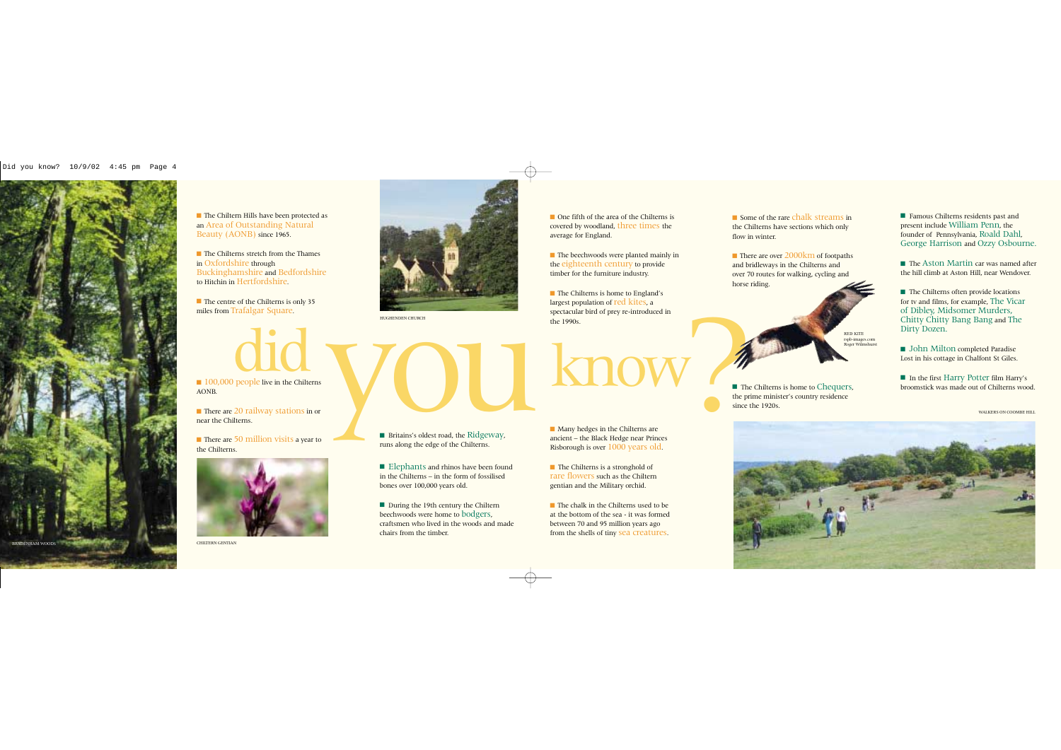# did you know?

- The Chiltern Hills have been protected as an Area of Outstanding Natural Beauty (AONB) since 1965.
- The Chilterns stretch from the Thames in Oxfordshire through Buckinghamshire and Bedfordshire to Hitchin in Hertfordshire.
- The centre of the Chilterns is only 35 miles from Trafalgar Square.
- 100,000 people live in the Chilterns AONB.
- There are 20 railway stations in or near the Chilterns.
- There are 50 million visits a year to the Chilterns.

BRADENHAM WOODS

CHILTERN GENTIAN

HUGHENDEN CHURCH

- Britains's oldest road, the Ridgeway, runs along the edge of the Chilterns.
- Elephants and rhinos have been found in the Chilterns – in the form of fossilised bones over 100,000 years old.
- During the 19th century the Chiltern beechwoods were home to bodgers, craftsmen who lived in the woods and made chairs from the timber.
- One fifth of the area of the Chilterns is covered by woodland, three times the average for England.
- The beechwoods were planted mainly in the eighteenth century to provide timber for the furniture industry.
- The Chilterns is home to England's largest population of red kites, a spectacular bird of prey re-introduced in the 1990s.
- Many hedges in the Chilterns are ancient – the Black Hedge near Princes Risborough is over 1000 years old.
- The Chilterns is a stronghold of rare flowers such as the Chiltern gentian and the Military orchid.
- The chalk in the Chilterns used to be at the bottom of the sea - it was formed between 70 and 95 million years ago from the shells of tiny sea creatures.
- Some of the rare chalk streams in the Chilterns have sections which only flow in winter.
- There are over 2000km of footpaths and bridleways in the Chilterns and over 70 routes for walking, cycling and horse riding.

RED KITE
rspb-images.com
Roger Wilmshurst

- The Chilterns is home to Chequers, the prime minister's country residence since the 1920s.
- Famous Chilterns residents past and present include William Penn, the founder of Pennsylvania, Roald Dahl, George Harrison and Ozzy Osbourne.
- The Aston Martin car was named after the hill climb at Aston Hill, near Wendover.
- The Chilterns often provide locations for tv and films, for example, The Vicar of Dibley, Midsomer Murders, Chitty Chitty Bang Bang and The Dirty Dozen.
- John Milton completed Paradise Lost in his cottage in Chalfont St Giles.
- In the first Harry Potter film Harry's broomstick was made out of Chilterns wood.

WALKERS ON COOMBE HILL